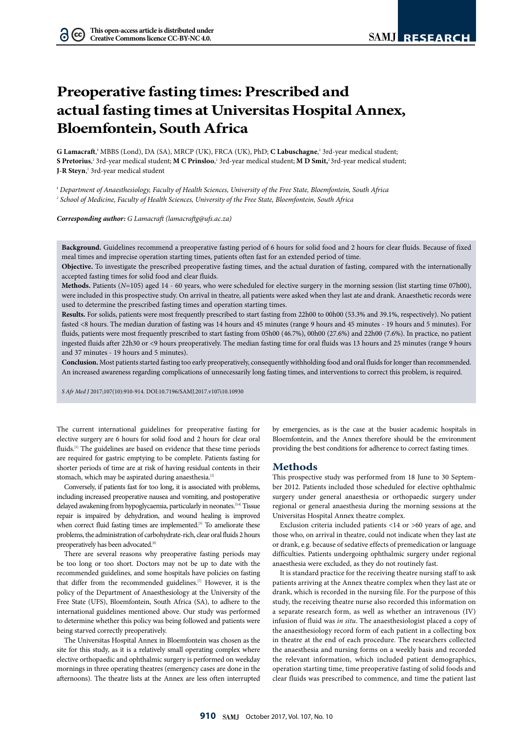# Preoperative fasting times: Prescribed and actual fasting times at Universitas Hospital Annex, Bloemfontein, South Africa

**G Lamacraft**,[1] MBBS (Lond), DA (SA), MRCP (UK), FRCA (UK), PhD; **C Labuschagne**,[2] 3rd-year medical student; **S Pretorius**,[2] 3rd-year medical student; **M C Prinsloo**,[2] 3rd-year medical student; **M D Smit**,[2] 3rd-year medical student; **J-R Steyn**,[2] 3rd-year medical student

[1] *Department of Anaesthesiology, Faculty of Health Sciences, University of the Free State, Bloemfontein, South Africa*
[2] *School of Medicine, Faculty of Health Sciences, University of the Free State, Bloemfontein, South Africa*

***Corresponding author:** G Lamacraft (lamacraftg@ufs.ac.za)*

**Background.** Guidelines recommend a preoperative fasting period of 6 hours for solid food and 2 hours for clear fluids. Because of fixed meal times and imprecise operation starting times, patients often fast for an extended period of time.

**Objective.** To investigate the prescribed preoperative fasting times, and the actual duration of fasting, compared with the internationally accepted fasting times for solid food and clear fluids.

**Methods.** Patients (*N*=105) aged 14 - 60 years, who were scheduled for elective surgery in the morning session (list starting time 07h00), were included in this prospective study. On arrival in theatre, all patients were asked when they last ate and drank. Anaesthetic records were used to determine the prescribed fasting times and operation starting times.

**Results.** For solids, patients were most frequently prescribed to start fasting from 22h00 to 00h00 (53.3% and 39.1%, respectively). No patient fasted <8 hours. The median duration of fasting was 14 hours and 45 minutes (range 9 hours and 45 minutes - 19 hours and 5 minutes). For fluids, patients were most frequently prescribed to start fasting from 05h00 (46.7%), 00h00 (27.6%) and 22h00 (7.6%). In practice, no patient ingested fluids after 22h30 or <9 hours preoperatively. The median fasting time for oral fluids was 13 hours and 25 minutes (range 9 hours and 37 minutes - 19 hours and 5 minutes).

**Conclusion.** Most patients started fasting too early preoperatively, consequently withholding food and oral fluids for longer than recommended. An increased awareness regarding complications of unnecessarily long fasting times, and interventions to correct this problem, is required.

*S Afr Med J* 2017;107(10):910-914. DOI:10.7196/SAMJ.2017.v107i10.10930

The current international guidelines for preoperative fasting for elective surgery are 6 hours for solid food and 2 hours for clear oral fluids.[1] The guidelines are based on evidence that these time periods are required for gastric emptying to be complete. Patients fasting for shorter periods of time are at risk of having residual contents in their stomach, which may be aspirated during anaesthesia.[2]

Conversely, if patients fast for too long, it is associated with problems, including increased preoperative nausea and vomiting, and postoperative delayed awakening from hypoglycaemia, particularly in neonates.[3,4] Tissue repair is impaired by dehydration, and wound healing is improved when correct fluid fasting times are implemented.[5] To ameliorate these problems, the administration of carbohydrate-rich, clear oral fluids 2 hours preoperatively has been advocated.[6]

There are several reasons why preoperative fasting periods may be too long or too short. Doctors may not be up to date with the recommended guidelines, and some hospitals have policies on fasting that differ from the recommended guidelines.[7] However, it is the policy of the Department of Anaesthesiology at the University of the Free State (UFS), Bloemfontein, South Africa (SA), to adhere to the international guidelines mentioned above. Our study was performed to determine whether this policy was being followed and patients were being starved correctly preoperatively.

The Universitas Hospital Annex in Bloemfontein was chosen as the site for this study, as it is a relatively small operating complex where elective orthopaedic and ophthalmic surgery is performed on weekday mornings in three operating theatres (emergency cases are done in the afternoons). The theatre lists at the Annex are less often interrupted by emergencies, as is the case at the busier academic hospitals in Bloemfontein, and the Annex therefore should be the environment providing the best conditions for adherence to correct fasting times.

## Methods

This prospective study was performed from 18 June to 30 September 2012. Patients included those scheduled for elective ophthalmic surgery under general anaesthesia or orthopaedic surgery under regional or general anaesthesia during the morning sessions at the Universitas Hospital Annex theatre complex.

Exclusion criteria included patients <14 or >60 years of age, and those who, on arrival in theatre, could not indicate when they last ate or drank, e.g. because of sedative effects of premedication or language difficulties. Patients undergoing ophthalmic surgery under regional anaesthesia were excluded, as they do not routinely fast.

It is standard practice for the receiving theatre nursing staff to ask patients arriving at the Annex theatre complex when they last ate or drank, which is recorded in the nursing file. For the purpose of this study, the receiving theatre nurse also recorded this information on a separate research form, as well as whether an intravenous (IV) infusion of fluid was *in situ*. The anaesthesiologist placed a copy of the anaesthesiology record form of each patient in a collecting box in theatre at the end of each procedure. The researchers collected the anaesthesia and nursing forms on a weekly basis and recorded the relevant information, which included patient demographics, operation starting time, time preoperative fasting of solid foods and clear fluids was prescribed to commence, and time the patient last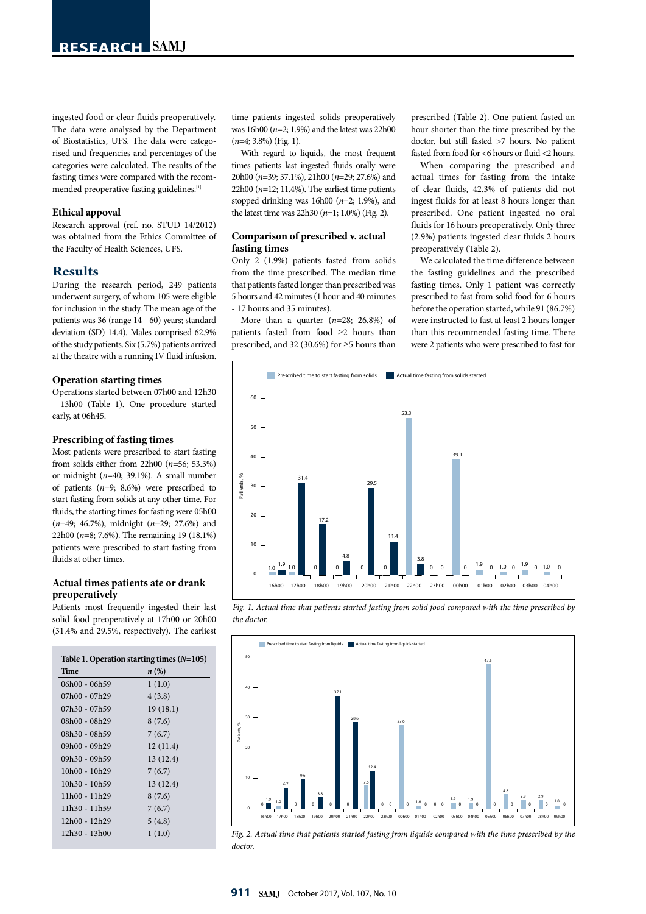ingested food or clear fluids preoperatively. The data were analysed by the Department of Biostatistics, UFS. The data were categorised and frequencies and percentages of the categories were calculated. The results of the fasting times were compared with the recommended preoperative fasting guidelines.[1]

### Ethical appoval

Research approval (ref. no. STUD 14/2012) was obtained from the Ethics Committee of the Faculty of Health Sciences, UFS.

## Results

During the research period, 249 patients underwent surgery, of whom 105 were eligible for inclusion in the study. The mean age of the patients was 36 (range 14 - 60) years; standard deviation (SD) 14.4). Males comprised 62.9% of the study patients. Six (5.7%) patients arrived at the theatre with a running IV fluid infusion.

### Operation starting times

Operations started between 07h00 and 12h30 - 13h00 (Table 1). One procedure started early, at 06h45.

### Prescribing of fasting times

Most patients were prescribed to start fasting from solids either from 22h00 (*n*=56; 53.3%) or midnight (*n*=40; 39.1%). A small number of patients (*n*=9; 8.6%) were prescribed to start fasting from solids at any other time. For fluids, the starting times for fasting were 05h00 (*n*=49; 46.7%), midnight (*n*=29; 27.6%) and 22h00 (*n*=8; 7.6%). The remaining 19 (18.1%) patients were prescribed to start fasting from fluids at other times.

### Actual times patients ate or drank preoperatively

Patients most frequently ingested their last solid food preoperatively at 17h00 or 20h00 (31.4% and 29.5%, respectively). The earliest time patients ingested solids preoperatively was 16h00 (*n*=2; 1.9%) and the latest was 22h00 (*n*=4; 3.8%) (Fig. 1).

With regard to liquids, the most frequent times patients last ingested fluids orally were 20h00 (*n*=39; 37.1%), 21h00 (*n*=29; 27.6%) and 22h00 (*n*=12; 11.4%). The earliest time patients stopped drinking was 16h00 (*n*=2; 1.9%), and the latest time was 22h30 (*n*=1; 1.0%) (Fig. 2).

**Table 1. Operation starting times (*N*=105)**

| Time | *n* (%) |
|---|---|
| 06h00 - 06h59 | 1 (1.0) |
| 07h00 - 07h29 | 4 (3.8) |
| 07h30 - 07h59 | 19 (18.1) |
| 08h00 - 08h29 | 8 (7.6) |
| 08h30 - 08h59 | 7 (6.7) |
| 09h00 - 09h29 | 12 (11.4) |
| 09h30 - 09h59 | 13 (12.4) |
| 10h00 - 10h29 | 7 (6.7) |
| 10h30 - 10h59 | 13 (12.4) |
| 11h00 - 11h29 | 8 (7.6) |
| 11h30 - 11h59 | 7 (6.7) |
| 12h00 - 12h29 | 5 (4.8) |
| 12h30 - 13h00 | 1 (1.0) |

### Comparison of prescribed v. actual fasting times

Only 2 (1.9%) patients fasted from solids from the time prescribed. The median time that patients fasted longer than prescribed was 5 hours and 42 minutes (1 hour and 40 minutes - 17 hours and 35 minutes).

More than a quarter (*n*=28; 26.8%) of patients fasted from food ≥2 hours than prescribed, and 32 (30.6%) for ≥5 hours than prescribed (Table 2). One patient fasted an hour shorter than the time prescribed by the doctor, but still fasted >7 hours. No patient fasted from food for <6 hours or fluid <2 hours.

When comparing the prescribed and actual times for fasting from the intake of clear fluids, 42.3% of patients did not ingest fluids for at least 8 hours longer than prescribed. One patient ingested no oral fluids for 16 hours preoperatively. Only three (2.9%) patients ingested clear fluids 2 hours preoperatively (Table 2).

We calculated the time difference between the fasting guidelines and the prescribed fasting times. Only 1 patient was correctly prescribed to fast from solid food for 6 hours before the operation started, while 91 (86.7%) were instructed to fast at least 2 hours longer than this recommended fasting time. There were 2 patients who were prescribed to fast for

*Fig. 1. Actual time that patients started fasting from solid food compared with the time prescribed by the doctor.*

*Fig. 2. Actual time that patients started fasting from liquids compared with the time prescribed by the doctor.*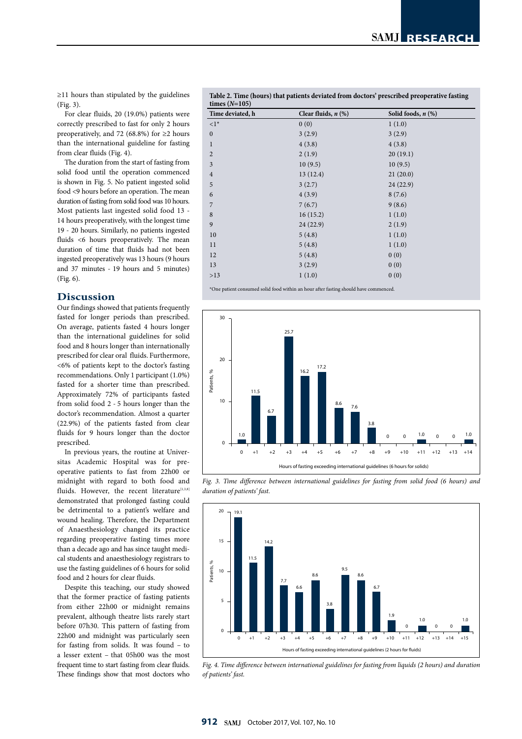≥11 hours than stipulated by the guidelines (Fig. 3).

For clear fluids, 20 (19.0%) patients were correctly prescribed to fast for only 2 hours preoperatively, and 72 (68.8%) for ≥2 hours than the international guideline for fasting from clear fluids (Fig. 4).

The duration from the start of fasting from solid food until the operation commenced is shown in Fig. 5. No patient ingested solid food <9 hours before an operation. The mean duration of fasting from solid food was 10 hours. Most patients last ingested solid food 13 - 14 hours preoperatively, with the longest time 19 - 20 hours. Similarly, no patients ingested fluids <6 hours preoperatively. The mean duration of time that fluids had not been ingested preoperatively was 13 hours (9 hours and 37 minutes - 19 hours and 5 minutes) (Fig. 6).

**Table 2. Time (hours) that patients deviated from doctors' prescribed preoperative fasting times (*N*=105)**

| Time deviated, h | Clear fluids, *n* (%) | Solid foods, *n* (%) |
|---|---|---|
| <1* | 0 (0) | 1 (1.0) |
| 0 | 3 (2.9) | 3 (2.9) |
| 1 | 4 (3.8) | 4 (3.8) |
| 2 | 2 (1.9) | 20 (19.1) |
| 3 | 10 (9.5) | 10 (9.5) |
| 4 | 13 (12.4) | 21 (20.0) |
| 5 | 3 (2.7) | 24 (22.9) |
| 6 | 4 (3.9) | 8 (7.6) |
| 7 | 7 (6.7) | 9 (8.6) |
| 8 | 16 (15.2) | 1 (1.0) |
| 9 | 24 (22.9) | 2 (1.9) |
| 10 | 5 (4.8) | 1 (1.0) |
| 11 | 5 (4.8) | 1 (1.0) |
| 12 | 5 (4.8) | 0 (0) |
| 13 | 3 (2.9) | 0 (0) |
| >13 | 1 (1.0) | 0 (0) |

*One patient consumed solid food within an hour after fasting should have commenced.

Fig. 3. Time difference between international guidelines for fasting from solid food (6 hours) and duration of patients' fast.

Fig. 4. Time difference between international guidelines for fasting from liquids (2 hours) and duration of patients' fast.

## Discussion

Our findings showed that patients frequently fasted for longer periods than prescribed. On average, patients fasted 4 hours longer than the international guidelines for solid food and 8 hours longer than internationally prescribed for clear oral fluids. Furthermore, <6% of patients kept to the doctor's fasting recommendations. Only 1 participant (1.0%) fasted for a shorter time than prescribed. Approximately 72% of participants fasted from solid food 2 - 5 hours longer than the doctor's recommendation. Almost a quarter (22.9%) of the patients fasted from clear fluids for 9 hours longer than the doctor prescribed.

In previous years, the routine at Universitas Academic Hospital was for preoperative patients to fast from 22h00 or midnight with regard to both food and fluids. However, the recent literature[1,3,8] demonstrated that prolonged fasting could be detrimental to a patient's welfare and wound healing. Therefore, the Department of Anaesthesiology changed its practice regarding preoperative fasting times more than a decade ago and has since taught medical students and anaesthesiology registrars to use the fasting guidelines of 6 hours for solid food and 2 hours for clear fluids.

Despite this teaching, our study showed that the former practice of fasting patients from either 22h00 or midnight remains prevalent, although theatre lists rarely start before 07h30. This pattern of fasting from 22h00 and midnight was particularly seen for fasting from solids. It was found – to a lesser extent – that 05h00 was the most frequent time to start fasting from clear fluids. These findings show that most doctors who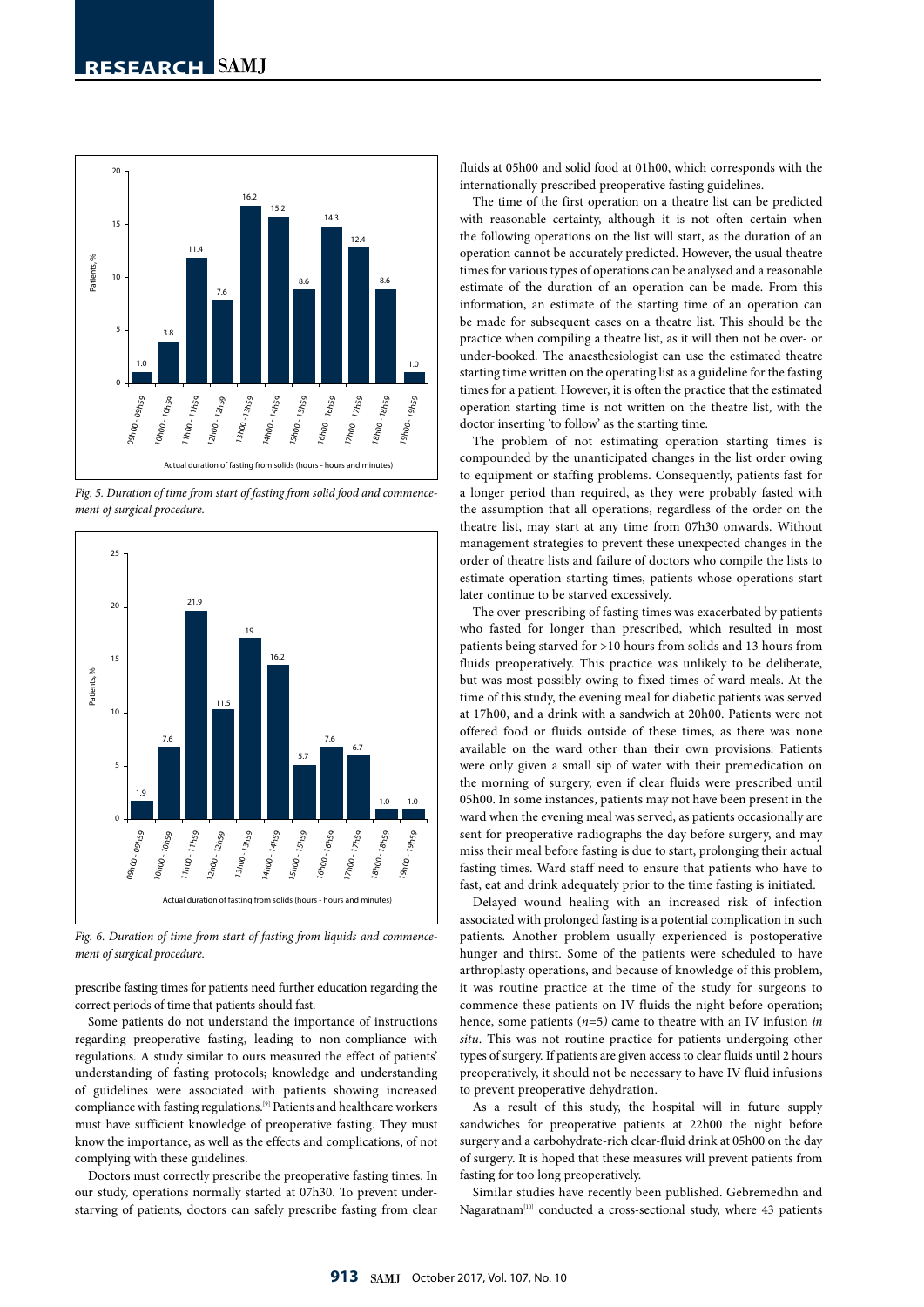Fig. 5. Duration of time from start of fasting from solid food and commencement of surgical procedure.

Fig. 6. Duration of time from start of fasting from liquids and commencement of surgical procedure.

prescribe fasting times for patients need further education regarding the correct periods of time that patients should fast.

Some patients do not understand the importance of instructions regarding preoperative fasting, leading to non-compliance with regulations. A study similar to ours measured the effect of patients' understanding of fasting protocols; knowledge and understanding of guidelines were associated with patients showing increased compliance with fasting regulations.[9] Patients and healthcare workers must have sufficient knowledge of preoperative fasting. They must know the importance, as well as the effects and complications, of not complying with these guidelines.

Doctors must correctly prescribe the preoperative fasting times. In our study, operations normally started at 07h30. To prevent understarving of patients, doctors can safely prescribe fasting from clear fluids at 05h00 and solid food at 01h00, which corresponds with the internationally prescribed preoperative fasting guidelines.

The time of the first operation on a theatre list can be predicted with reasonable certainty, although it is not often certain when the following operations on the list will start, as the duration of an operation cannot be accurately predicted. However, the usual theatre times for various types of operations can be analysed and a reasonable estimate of the duration of an operation can be made. From this information, an estimate of the starting time of an operation can be made for subsequent cases on a theatre list. This should be the practice when compiling a theatre list, as it will then not be over- or under-booked. The anaesthesiologist can use the estimated theatre starting time written on the operating list as a guideline for the fasting times for a patient. However, it is often the practice that the estimated operation starting time is not written on the theatre list, with the doctor inserting 'to follow' as the starting time.

The problem of not estimating operation starting times is compounded by the unanticipated changes in the list order owing to equipment or staffing problems. Consequently, patients fast for a longer period than required, as they were probably fasted with the assumption that all operations, regardless of the order on the theatre list, may start at any time from 07h30 onwards. Without management strategies to prevent these unexpected changes in the order of theatre lists and failure of doctors who compile the lists to estimate operation starting times, patients whose operations start later continue to be starved excessively.

The over-prescribing of fasting times was exacerbated by patients who fasted for longer than prescribed, which resulted in most patients being starved for >10 hours from solids and 13 hours from fluids preoperatively. This practice was unlikely to be deliberate, but was most possibly owing to fixed times of ward meals. At the time of this study, the evening meal for diabetic patients was served at 17h00, and a drink with a sandwich at 20h00. Patients were not offered food or fluids outside of these times, as there was none available on the ward other than their own provisions. Patients were only given a small sip of water with their premedication on the morning of surgery, even if clear fluids were prescribed until 05h00. In some instances, patients may not have been present in the ward when the evening meal was served, as patients occasionally are sent for preoperative radiographs the day before surgery, and may miss their meal before fasting is due to start, prolonging their actual fasting times. Ward staff need to ensure that patients who have to fast, eat and drink adequately prior to the time fasting is initiated.

Delayed wound healing with an increased risk of infection associated with prolonged fasting is a potential complication in such patients. Another problem usually experienced is postoperative hunger and thirst. Some of the patients were scheduled to have arthroplasty operations, and because of knowledge of this problem, it was routine practice at the time of the study for surgeons to commence these patients on IV fluids the night before operation; hence, some patients ($n$=5) came to theatre with an IV infusion *in situ*. This was not routine practice for patients undergoing other types of surgery. If patients are given access to clear fluids until 2 hours preoperatively, it should not be necessary to have IV fluid infusions to prevent preoperative dehydration.

As a result of this study, the hospital will in future supply sandwiches for preoperative patients at 22h00 the night before surgery and a carbohydrate-rich clear-fluid drink at 05h00 on the day of surgery. It is hoped that these measures will prevent patients from fasting for too long preoperatively.

Similar studies have recently been published. Gebremedhn and Nagaratnam[10] conducted a cross-sectional study, where 43 patients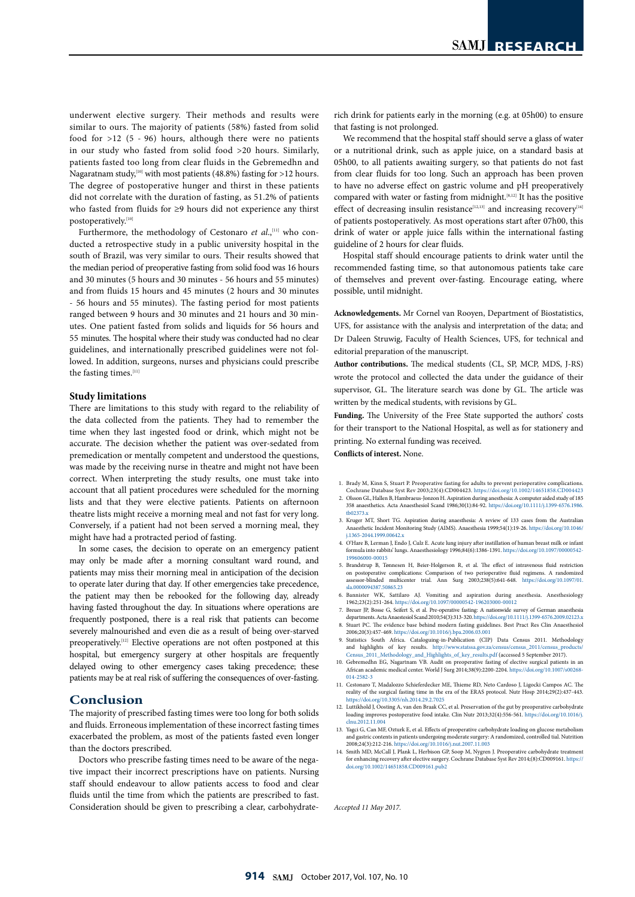underwent elective surgery. Their methods and results were similar to ours. The majority of patients (58%) fasted from solid food for >12 (5 - 96) hours, although there were no patients in our study who fasted from solid food >20 hours. Similarly, patients fasted too long from clear fluids in the Gebremedhn and Nagaratnam study,[10] with most patients (48.8%) fasting for >12 hours. The degree of postoperative hunger and thirst in these patients did not correlate with the duration of fasting, as 51.2% of patients who fasted from fluids for ≥9 hours did not experience any thirst postoperatively.[10]

Furthermore, the methodology of Cestonaro *et al*.,[11] who conducted a retrospective study in a public university hospital in the south of Brazil, was very similar to ours. Their results showed that the median period of preoperative fasting from solid food was 16 hours and 30 minutes (5 hours and 30 minutes - 56 hours and 55 minutes) and from fluids 15 hours and 45 minutes (2 hours and 30 minutes - 56 hours and 55 minutes). The fasting period for most patients ranged between 9 hours and 30 minutes and 21 hours and 30 minutes. One patient fasted from solids and liquids for 56 hours and 55 minutes. The hospital where their study was conducted had no clear guidelines, and internationally prescribed guidelines were not followed. In addition, surgeons, nurses and physicians could prescribe the fasting times.[11]

### Study limitations

There are limitations to this study with regard to the reliability of the data collected from the patients. They had to remember the time when they last ingested food or drink, which might not be accurate. The decision whether the patient was over-sedated from premedication or mentally competent and understood the questions, was made by the receiving nurse in theatre and might not have been correct. When interpreting the study results, one must take into account that all patient procedures were scheduled for the morning lists and that they were elective patients. Patients on afternoon theatre lists might receive a morning meal and not fast for very long. Conversely, if a patient had not been served a morning meal, they might have had a protracted period of fasting.

In some cases, the decision to operate on an emergency patient may only be made after a morning consultant ward round, and patients may miss their morning meal in anticipation of the decision to operate later during that day. If other emergencies take precedence, the patient may then be rebooked for the following day, already having fasted throughout the day. In situations where operations are frequently postponed, there is a real risk that patients can become severely malnourished and even die as a result of being over-starved preoperatively.[12] Elective operations are not often postponed at this hospital, but emergency surgery at other hospitals are frequently delayed owing to other emergency cases taking precedence; these patients may be at real risk of suffering the consequences of over-fasting.

## Conclusion

The majority of prescribed fasting times were too long for both solids and fluids. Erroneous implementation of these incorrect fasting times exacerbated the problem, as most of the patients fasted even longer than the doctors prescribed.

Doctors who prescribe fasting times need to be aware of the negative impact their incorrect prescriptions have on patients. Nursing staff should endeavour to allow patients access to food and clear fluids until the time from which the patients are prescribed to fast. Consideration should be given to prescribing a clear, carbohydrate-rich drink for patients early in the morning (e.g. at 05h00) to ensure that fasting is not prolonged.

We recommend that the hospital staff should serve a glass of water or a nutritional drink, such as apple juice, on a standard basis at 05h00, to all patients awaiting surgery, so that patients do not fast from clear fluids for too long. Such an approach has been proven to have no adverse effect on gastric volume and pH preoperatively compared with water or fasting from midnight.[8,12] It has the positive effect of decreasing insulin resistance[12,13] and increasing recovery[14] of patients postoperatively. As most operations start after 07h00, this drink of water or apple juice falls within the international fasting guideline of 2 hours for clear fluids.

Hospital staff should encourage patients to drink water until the recommended fasting time, so that autonomous patients take care of themselves and prevent over-fasting. Encourage eating, where possible, until midnight.

**Acknowledgements.** Mr Cornel van Rooyen, Department of Biostatistics, UFS, for assistance with the analysis and interpretation of the data; and Dr Daleen Struwig, Faculty of Health Sciences, UFS, for technical and editorial preparation of the manuscript.

**Author contributions.** The medical students (CL, SP, MCP, MDS, J-RS) wrote the protocol and collected the data under the guidance of their supervisor, GL. The literature search was done by GL. The article was written by the medical students, with revisions by GL.

**Funding.** The University of the Free State supported the authors' costs for their transport to the National Hospital, as well as for stationery and printing. No external funding was received.

**Conflicts of interest.** None.

1. Brady M, Kinn S, Stuart P. Preoperative fasting for adults to prevent perioperative complications. Cochrane Database Syst Rev 2003;23(4):CD004423. https://doi.org/10.1002/14651858.CD004423
2. Olsson GL, Hallen B, Hambraeus-Jonzon H. Aspiration during anesthesia: A computer aided study of 185 358 anaesthetics. Acta Anaesthesiol Scand 1986;30(1):84-92. https://doi.org/10.1111/j.1399-6576.1986.tb02373.x
3. Kruger MT, Short TG. Aspiration during anaesthesia: A review of 133 cases from the Australian Anaesthetic Incident Monitoring Study (AIMS). Anaesthesia 1999;54(1):19-26. https://doi.org/10.1046/j.1365-2044.1999.00642.x
4. O'Hare B, Lerman J, Endo J, Cutz E. Acute lung injury after instillation of human breast milk or infant formula into rabbits' lungs. Anaesthesiology 1996;84(6):1386-1391. https://doi.org/10.1097/00000542-199606000-00015
5. Brandstrup B, Tønnesen H, Beier-Holgerson R, et al. The effect of intravenous fluid restriction on postoperative complications: Comparison of two perioperative fluid regimens. A randomized assessor-blinded multicenter trial. Ann Surg 2003;238(5):641-648. https://doi.org/10.1097/01.sla.0000094387.50865.23
6. Bannister WK, Sattilaro AJ. Vomiting and aspiration during anesthesia. Anesthesiology 1962;23(2):251-264. https://doi.org/10.1097/00000542-196203000-00012
7. Breuer JP, Bosse G, Seifert S, et al. Pre-operative fasting: A nationwide survey of German anaesthesia departments. Acta Anaesthesiol Scand 2010;54(3):313-320. https://doi.org/10.1111/j.1399-6576.2009.02123.x
8. Stuart PC. The evidence base behind modern fasting guidelines. Best Pract Res Clin Anaesthesiol 2006;20(3):457-469. https://doi.org/10.1016/j.bpa.2006.03.001
9. Statistics South Africa. Cataloguing-in-Publication (CIP) Data Census 2011. Methodology and highlights of key results. http://www.statssa.gov.za/census/census_2011/census_products/Census_2011_Methodology_and_Highlights_of_key_results.pdf (accessed 5 September 2017).
10. Gebremedhn EG, Nagartnam VB. Audit on preoperative fasting of elective surgical patients in an African academic medical center. World J Surg 2014;38(9):2200-2204. https://doi.org/10.1007/s00268-014-2582-3
11. Cestonaro T, Madalozzo Schieferdecker ME, Thieme RD, Neto Cardoso J, Ligocki Campos AC. The reality of the surgical fasting time in the era of the ERAS protocol. Nutr Hosp 2014;29(2):437-443. https://doi.org/10.3305/nh.2014.29.2.7025
12. Luttikhold J, Oosting A, van den Braak CC, et al. Preservation of the gut by preoperative carbohydrate loading improves postoperative food intake. Clin Nutr 2013;32(4):556-561. https://doi.org/10.1016/j.clnu.2012.11.004
13. Yagci G, Can MF, Ozturk E, et al. Effects of preoperative carbohydrate loading on glucose metabolism and gastric contents in patients undergoing moderate surgery: A randomized, controlled tial. Nutrition 2008;24(3):212-216. https://doi.org/10.1016/j.nut.2007.11.003
14. Smith MD, McCall J, Plank L, Herbison GP, Soop M, Nygren J. Preoperative carbohydrate treatment for enhancing recovery after elective surgery. Cochrane Database Syst Rev 2014;(8):CD009161. https://doi.org/10.1002/14651858.CD009161.pub2

*Accepted 11 May 2017.*